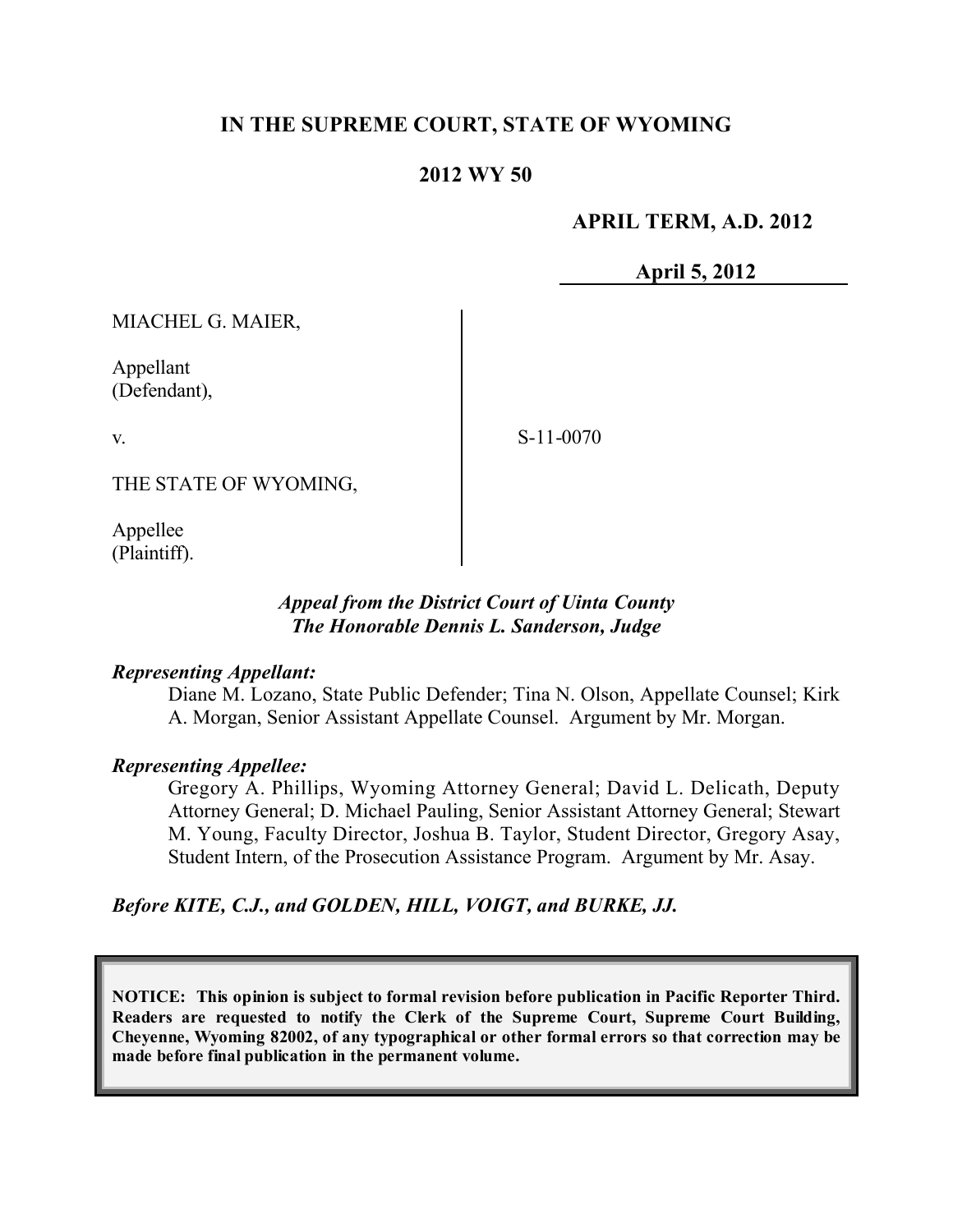**IN THE SUPREME COURT, STATE OF WYOMING**

**2012 WY 50**

**APRIL TERM, A.D. 2012**

**April 5, 2012**

MIACHEL G. MAIER,

Appellant
(Defendant),

v.

THE STATE OF WYOMING,

Appellee
(Plaintiff).

S-11-0070

***Appeal from the District Court of Uinta County***
***The Honorable Dennis L. Sanderson, Judge***

***Representing Appellant:***

Diane M. Lozano, State Public Defender; Tina N. Olson, Appellate Counsel; Kirk A. Morgan, Senior Assistant Appellate Counsel. Argument by Mr. Morgan.

***Representing Appellee:***

Gregory A. Phillips, Wyoming Attorney General; David L. Delicath, Deputy Attorney General; D. Michael Pauling, Senior Assistant Attorney General; Stewart M. Young, Faculty Director, Joshua B. Taylor, Student Director, Gregory Asay, Student Intern, of the Prosecution Assistance Program. Argument by Mr. Asay.

***Before KITE, C.J., and GOLDEN, HILL, VOIGT, and BURKE, JJ.***

**NOTICE: This opinion is subject to formal revision before publication in Pacific Reporter Third. Readers are requested to notify the Clerk of the Supreme Court, Supreme Court Building, Cheyenne, Wyoming 82002, of any typographical or other formal errors so that correction may be made before final publication in the permanent volume.**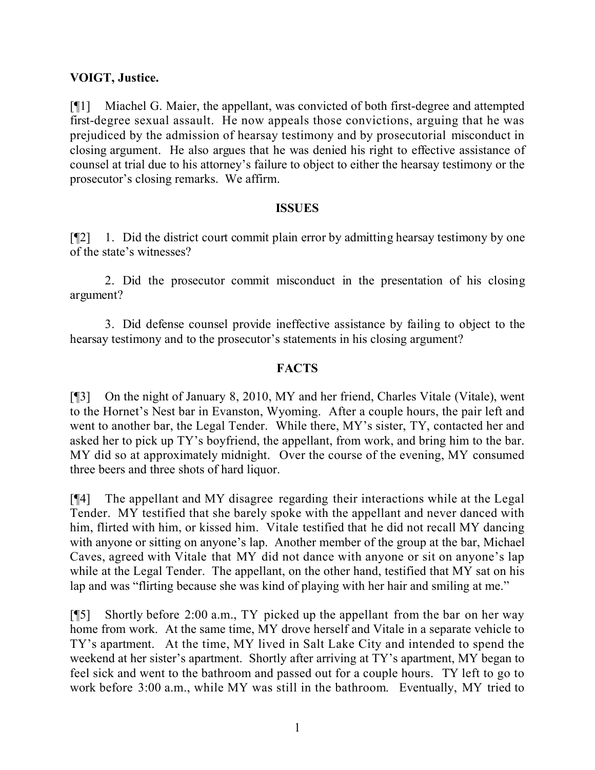**VOIGT, Justice.**

[¶1] Miachel G. Maier, the appellant, was convicted of both first-degree and attempted first-degree sexual assault. He now appeals those convictions, arguing that he was prejudiced by the admission of hearsay testimony and by prosecutorial misconduct in closing argument. He also argues that he was denied his right to effective assistance of counsel at trial due to his attorney's failure to object to either the hearsay testimony or the prosecutor's closing remarks. We affirm.

## ISSUES

[¶2] 1. Did the district court commit plain error by admitting hearsay testimony by one of the state's witnesses?

2. Did the prosecutor commit misconduct in the presentation of his closing argument?

3. Did defense counsel provide ineffective assistance by failing to object to the hearsay testimony and to the prosecutor's statements in his closing argument?

## FACTS

[¶3] On the night of January 8, 2010, MY and her friend, Charles Vitale (Vitale), went to the Hornet's Nest bar in Evanston, Wyoming. After a couple hours, the pair left and went to another bar, the Legal Tender. While there, MY's sister, TY, contacted her and asked her to pick up TY's boyfriend, the appellant, from work, and bring him to the bar. MY did so at approximately midnight. Over the course of the evening, MY consumed three beers and three shots of hard liquor.

[¶4] The appellant and MY disagree regarding their interactions while at the Legal Tender. MY testified that she barely spoke with the appellant and never danced with him, flirted with him, or kissed him. Vitale testified that he did not recall MY dancing with anyone or sitting on anyone's lap. Another member of the group at the bar, Michael Caves, agreed with Vitale that MY did not dance with anyone or sit on anyone's lap while at the Legal Tender. The appellant, on the other hand, testified that MY sat on his lap and was "flirting because she was kind of playing with her hair and smiling at me."

[¶5] Shortly before 2:00 a.m., TY picked up the appellant from the bar on her way home from work. At the same time, MY drove herself and Vitale in a separate vehicle to TY's apartment. At the time, MY lived in Salt Lake City and intended to spend the weekend at her sister's apartment. Shortly after arriving at TY's apartment, MY began to feel sick and went to the bathroom and passed out for a couple hours. TY left to go to work before 3:00 a.m., while MY was still in the bathroom. Eventually, MY tried to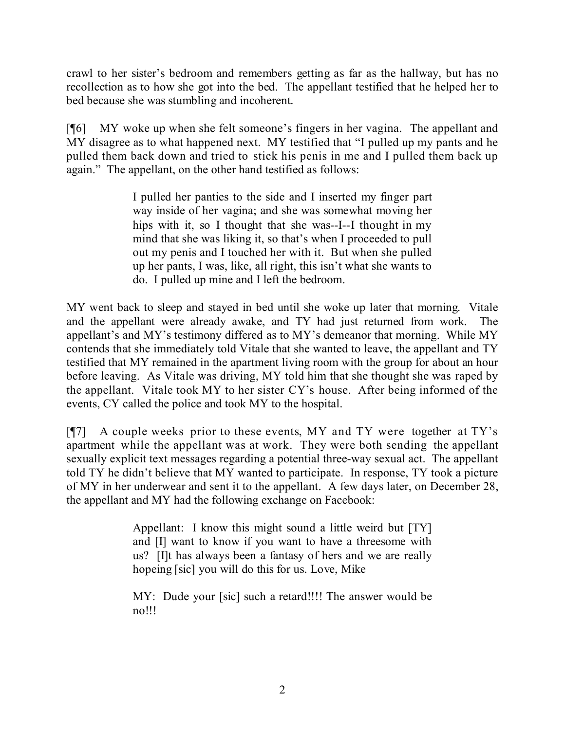crawl to her sister's bedroom and remembers getting as far as the hallway, but has no recollection as to how she got into the bed. The appellant testified that he helped her to bed because she was stumbling and incoherent.

[¶6] MY woke up when she felt someone's fingers in her vagina. The appellant and MY disagree as to what happened next. MY testified that "I pulled up my pants and he pulled them back down and tried to stick his penis in me and I pulled them back up again." The appellant, on the other hand testified as follows:

> I pulled her panties to the side and I inserted my finger part way inside of her vagina; and she was somewhat moving her hips with it, so I thought that she was--I--I thought in my mind that she was liking it, so that's when I proceeded to pull out my penis and I touched her with it. But when she pulled up her pants, I was, like, all right, this isn't what she wants to do. I pulled up mine and I left the bedroom.

MY went back to sleep and stayed in bed until she woke up later that morning. Vitale and the appellant were already awake, and TY had just returned from work. The appellant's and MY's testimony differed as to MY's demeanor that morning. While MY contends that she immediately told Vitale that she wanted to leave, the appellant and TY testified that MY remained in the apartment living room with the group for about an hour before leaving. As Vitale was driving, MY told him that she thought she was raped by the appellant. Vitale took MY to her sister CY's house. After being informed of the events, CY called the police and took MY to the hospital.

[¶7] A couple weeks prior to these events, MY and TY were together at TY's apartment while the appellant was at work. They were both sending the appellant sexually explicit text messages regarding a potential three-way sexual act. The appellant told TY he didn't believe that MY wanted to participate. In response, TY took a picture of MY in her underwear and sent it to the appellant. A few days later, on December 28, the appellant and MY had the following exchange on Facebook:

> Appellant: I know this might sound a little weird but [TY] and [I] want to know if you want to have a threesome with us? [I]t has always been a fantasy of hers and we are really hopeing [sic] you will do this for us. Love, Mike
>
> MY: Dude your [sic] such a retard!!!! The answer would be no!!!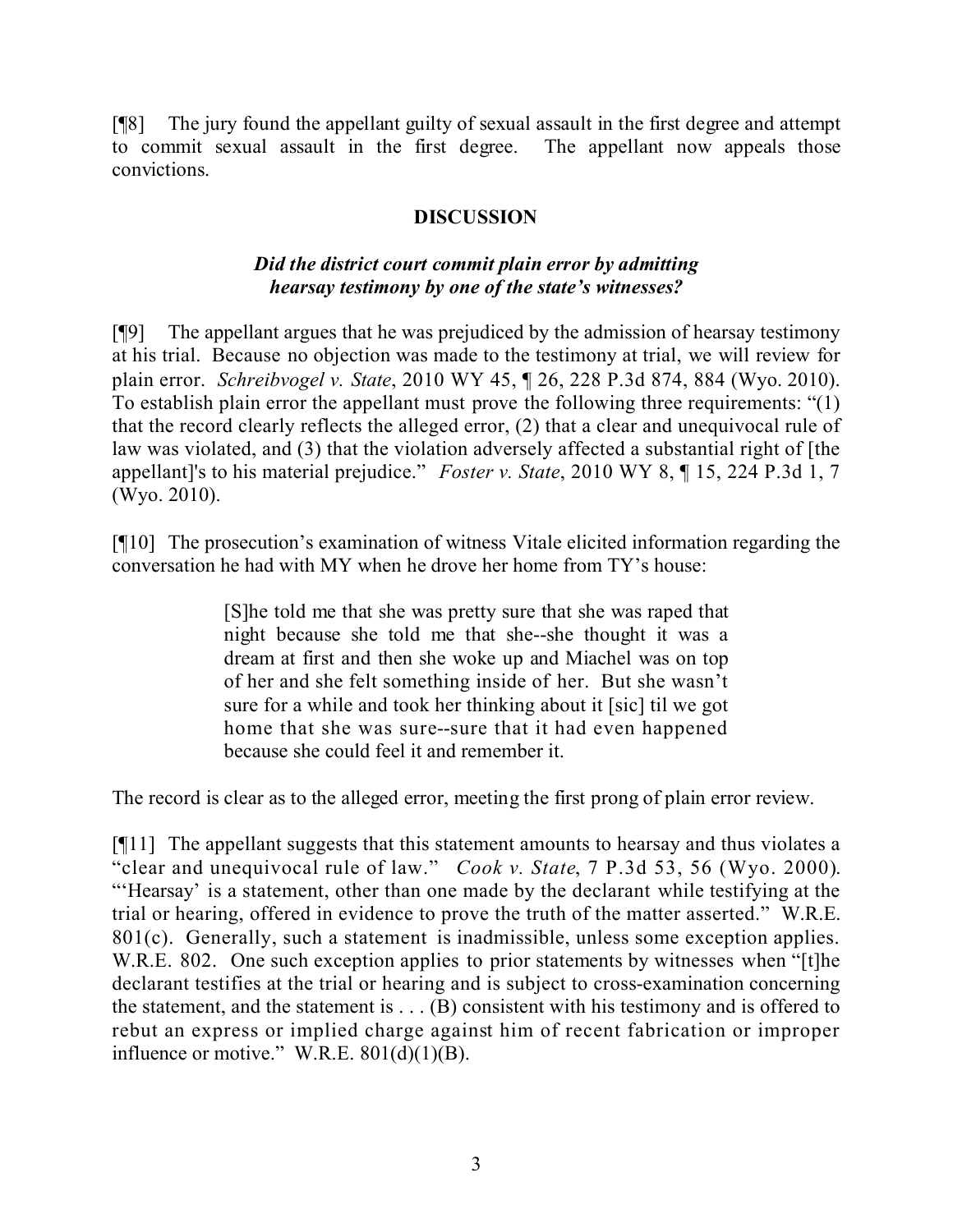[¶8] The jury found the appellant guilty of sexual assault in the first degree and attempt to commit sexual assault in the first degree. The appellant now appeals those convictions.

## DISCUSSION

### *Did the district court commit plain error by admitting hearsay testimony by one of the state's witnesses?*

[¶9] The appellant argues that he was prejudiced by the admission of hearsay testimony at his trial. Because no objection was made to the testimony at trial, we will review for plain error. *Schreibvogel v. State*, 2010 WY 45, ¶ 26, 228 P.3d 874, 884 (Wyo. 2010). To establish plain error the appellant must prove the following three requirements: "(1) that the record clearly reflects the alleged error, (2) that a clear and unequivocal rule of law was violated, and (3) that the violation adversely affected a substantial right of [the appellant]'s to his material prejudice." *Foster v. State*, 2010 WY 8, ¶ 15, 224 P.3d 1, 7 (Wyo. 2010).

[¶10] The prosecution's examination of witness Vitale elicited information regarding the conversation he had with MY when he drove her home from TY's house:

> [S]he told me that she was pretty sure that she was raped that night because she told me that she--she thought it was a dream at first and then she woke up and Miachel was on top of her and she felt something inside of her. But she wasn't sure for a while and took her thinking about it [sic] til we got home that she was sure--sure that it had even happened because she could feel it and remember it.

The record is clear as to the alleged error, meeting the first prong of plain error review.

[¶11] The appellant suggests that this statement amounts to hearsay and thus violates a "clear and unequivocal rule of law." *Cook v. State*, 7 P.3d 53, 56 (Wyo. 2000). "'Hearsay' is a statement, other than one made by the declarant while testifying at the trial or hearing, offered in evidence to prove the truth of the matter asserted." W.R.E. 801(c). Generally, such a statement is inadmissible, unless some exception applies. W.R.E. 802. One such exception applies to prior statements by witnesses when "[t]he declarant testifies at the trial or hearing and is subject to cross-examination concerning the statement, and the statement is . . . (B) consistent with his testimony and is offered to rebut an express or implied charge against him of recent fabrication or improper influence or motive." W.R.E. 801(d)(1)(B).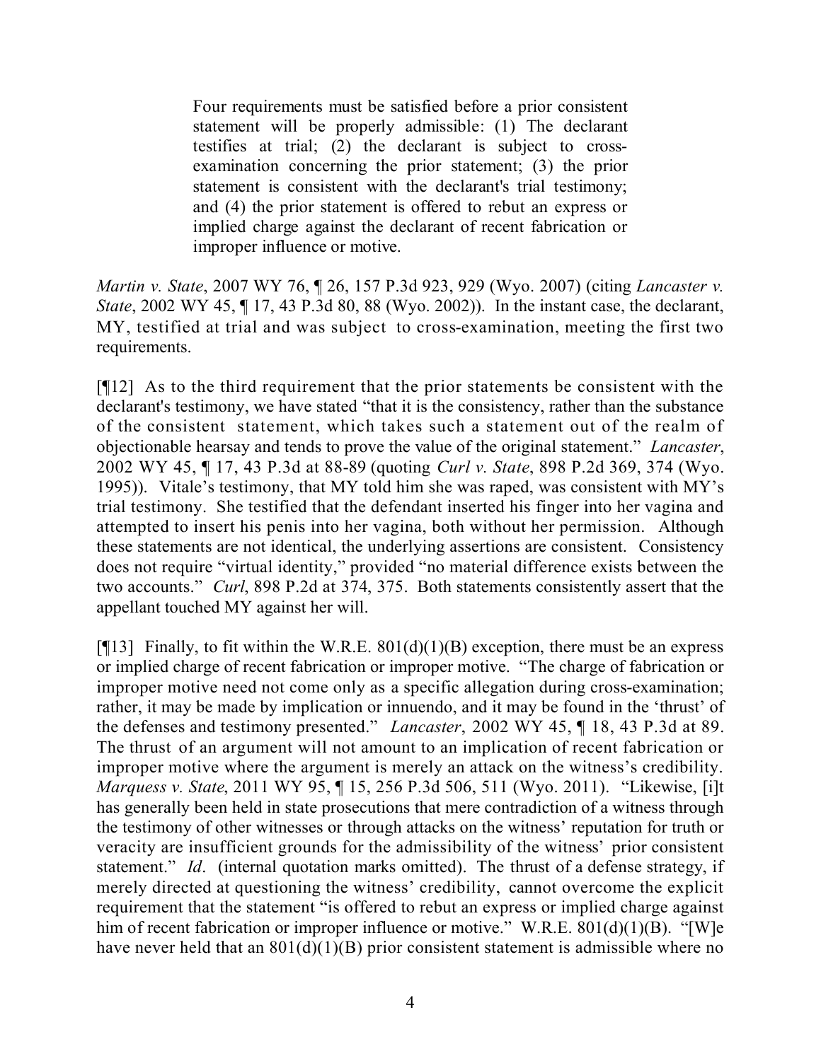> Four requirements must be satisfied before a prior consistent statement will be properly admissible: (1) The declarant testifies at trial; (2) the declarant is subject to cross-examination concerning the prior statement; (3) the prior statement is consistent with the declarant's trial testimony; and (4) the prior statement is offered to rebut an express or implied charge against the declarant of recent fabrication or improper influence or motive.

*Martin v. State*, 2007 WY 76, ¶ 26, 157 P.3d 923, 929 (Wyo. 2007) (citing *Lancaster v. State*, 2002 WY 45, ¶ 17, 43 P.3d 80, 88 (Wyo. 2002)). In the instant case, the declarant, MY, testified at trial and was subject to cross-examination, meeting the first two requirements.

[¶12] As to the third requirement that the prior statements be consistent with the declarant's testimony, we have stated "that it is the consistency, rather than the substance of the consistent statement, which takes such a statement out of the realm of objectionable hearsay and tends to prove the value of the original statement." *Lancaster*, 2002 WY 45, ¶ 17, 43 P.3d at 88-89 (quoting *Curl v. State*, 898 P.2d 369, 374 (Wyo. 1995)). Vitale's testimony, that MY told him she was raped, was consistent with MY's trial testimony. She testified that the defendant inserted his finger into her vagina and attempted to insert his penis into her vagina, both without her permission. Although these statements are not identical, the underlying assertions are consistent. Consistency does not require "virtual identity," provided "no material difference exists between the two accounts." *Curl*, 898 P.2d at 374, 375. Both statements consistently assert that the appellant touched MY against her will.

[¶13] Finally, to fit within the W.R.E. 801(d)(1)(B) exception, there must be an express or implied charge of recent fabrication or improper motive. "The charge of fabrication or improper motive need not come only as a specific allegation during cross-examination; rather, it may be made by implication or innuendo, and it may be found in the 'thrust' of the defenses and testimony presented." *Lancaster*, 2002 WY 45, ¶ 18, 43 P.3d at 89. The thrust of an argument will not amount to an implication of recent fabrication or improper motive where the argument is merely an attack on the witness's credibility. *Marquess v. State*, 2011 WY 95, ¶ 15, 256 P.3d 506, 511 (Wyo. 2011). "Likewise, [i]t has generally been held in state prosecutions that mere contradiction of a witness through the testimony of other witnesses or through attacks on the witness' reputation for truth or veracity are insufficient grounds for the admissibility of the witness' prior consistent statement." *Id*. (internal quotation marks omitted). The thrust of a defense strategy, if merely directed at questioning the witness' credibility, cannot overcome the explicit requirement that the statement "is offered to rebut an express or implied charge against him of recent fabrication or improper influence or motive." W.R.E. 801(d)(1)(B). "[W]e have never held that an 801(d)(1)(B) prior consistent statement is admissible where no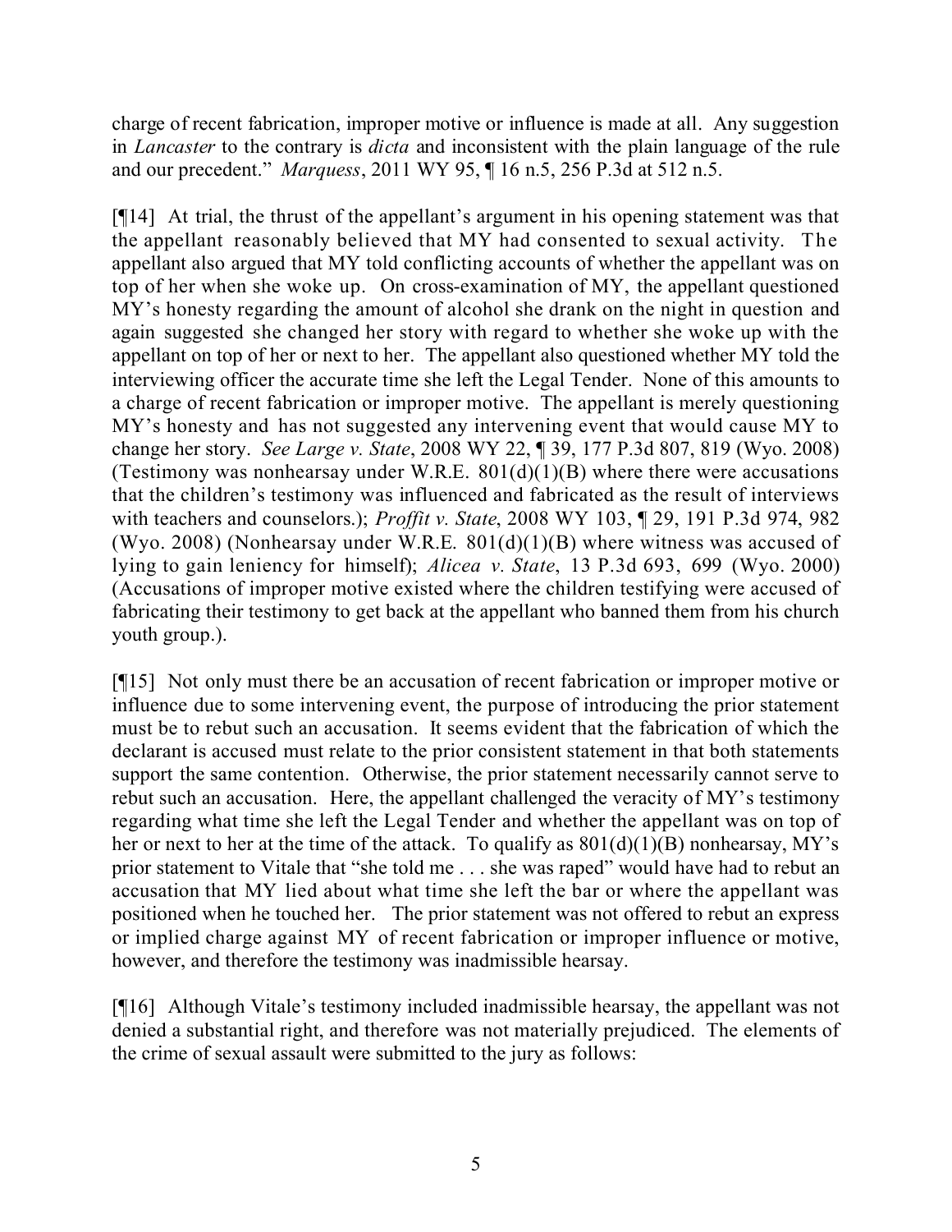charge of recent fabrication, improper motive or influence is made at all. Any suggestion in *Lancaster* to the contrary is *dicta* and inconsistent with the plain language of the rule and our precedent." *Marquess*, 2011 WY 95, ¶ 16 n.5, 256 P.3d at 512 n.5.

[¶14] At trial, the thrust of the appellant's argument in his opening statement was that the appellant reasonably believed that MY had consented to sexual activity. The appellant also argued that MY told conflicting accounts of whether the appellant was on top of her when she woke up. On cross-examination of MY, the appellant questioned MY's honesty regarding the amount of alcohol she drank on the night in question and again suggested she changed her story with regard to whether she woke up with the appellant on top of her or next to her. The appellant also questioned whether MY told the interviewing officer the accurate time she left the Legal Tender. None of this amounts to a charge of recent fabrication or improper motive. The appellant is merely questioning MY's honesty and has not suggested any intervening event that would cause MY to change her story. *See Large v. State*, 2008 WY 22, ¶ 39, 177 P.3d 807, 819 (Wyo. 2008) (Testimony was nonhearsay under W.R.E. 801(d)(1)(B) where there were accusations that the children's testimony was influenced and fabricated as the result of interviews with teachers and counselors.); *Proffit v. State*, 2008 WY 103, ¶ 29, 191 P.3d 974, 982 (Wyo. 2008) (Nonhearsay under W.R.E. 801(d)(1)(B) where witness was accused of lying to gain leniency for himself); *Alicea v. State*, 13 P.3d 693, 699 (Wyo. 2000) (Accusations of improper motive existed where the children testifying were accused of fabricating their testimony to get back at the appellant who banned them from his church youth group.).

[¶15] Not only must there be an accusation of recent fabrication or improper motive or influence due to some intervening event, the purpose of introducing the prior statement must be to rebut such an accusation. It seems evident that the fabrication of which the declarant is accused must relate to the prior consistent statement in that both statements support the same contention. Otherwise, the prior statement necessarily cannot serve to rebut such an accusation. Here, the appellant challenged the veracity of MY's testimony regarding what time she left the Legal Tender and whether the appellant was on top of her or next to her at the time of the attack. To qualify as 801(d)(1)(B) nonhearsay, MY's prior statement to Vitale that "she told me . . . she was raped" would have had to rebut an accusation that MY lied about what time she left the bar or where the appellant was positioned when he touched her. The prior statement was not offered to rebut an express or implied charge against MY of recent fabrication or improper influence or motive, however, and therefore the testimony was inadmissible hearsay.

[¶16] Although Vitale's testimony included inadmissible hearsay, the appellant was not denied a substantial right, and therefore was not materially prejudiced. The elements of the crime of sexual assault were submitted to the jury as follows: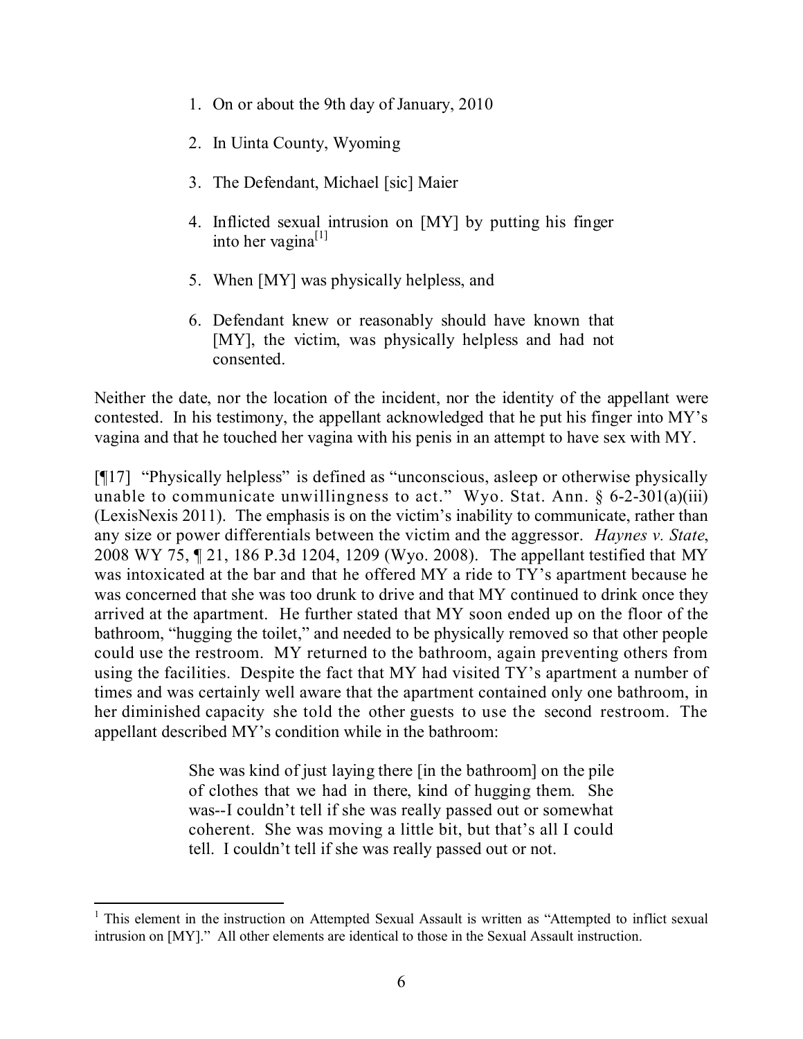1. On or about the 9th day of January, 2010

2. In Uinta County, Wyoming

3. The Defendant, Michael [sic] Maier

4. Inflicted sexual intrusion on [MY] by putting his finger into her vagina[1]

5. When [MY] was physically helpless, and

6. Defendant knew or reasonably should have known that [MY], the victim, was physically helpless and had not consented.

Neither the date, nor the location of the incident, nor the identity of the appellant were contested. In his testimony, the appellant acknowledged that he put his finger into MY's vagina and that he touched her vagina with his penis in an attempt to have sex with MY.

[¶17] "Physically helpless" is defined as "unconscious, asleep or otherwise physically unable to communicate unwillingness to act." Wyo. Stat. Ann. § 6-2-301(a)(iii) (LexisNexis 2011). The emphasis is on the victim's inability to communicate, rather than any size or power differentials between the victim and the aggressor. *Haynes v. State*, 2008 WY 75, ¶ 21, 186 P.3d 1204, 1209 (Wyo. 2008). The appellant testified that MY was intoxicated at the bar and that he offered MY a ride to TY's apartment because he was concerned that she was too drunk to drive and that MY continued to drink once they arrived at the apartment. He further stated that MY soon ended up on the floor of the bathroom, "hugging the toilet," and needed to be physically removed so that other people could use the restroom. MY returned to the bathroom, again preventing others from using the facilities. Despite the fact that MY had visited TY's apartment a number of times and was certainly well aware that the apartment contained only one bathroom, in her diminished capacity she told the other guests to use the second restroom. The appellant described MY's condition while in the bathroom:

> She was kind of just laying there [in the bathroom] on the pile of clothes that we had in there, kind of hugging them. She was--I couldn't tell if she was really passed out or somewhat coherent. She was moving a little bit, but that's all I could tell. I couldn't tell if she was really passed out or not.

---

[1] This element in the instruction on Attempted Sexual Assault is written as "Attempted to inflict sexual intrusion on [MY]." All other elements are identical to those in the Sexual Assault instruction.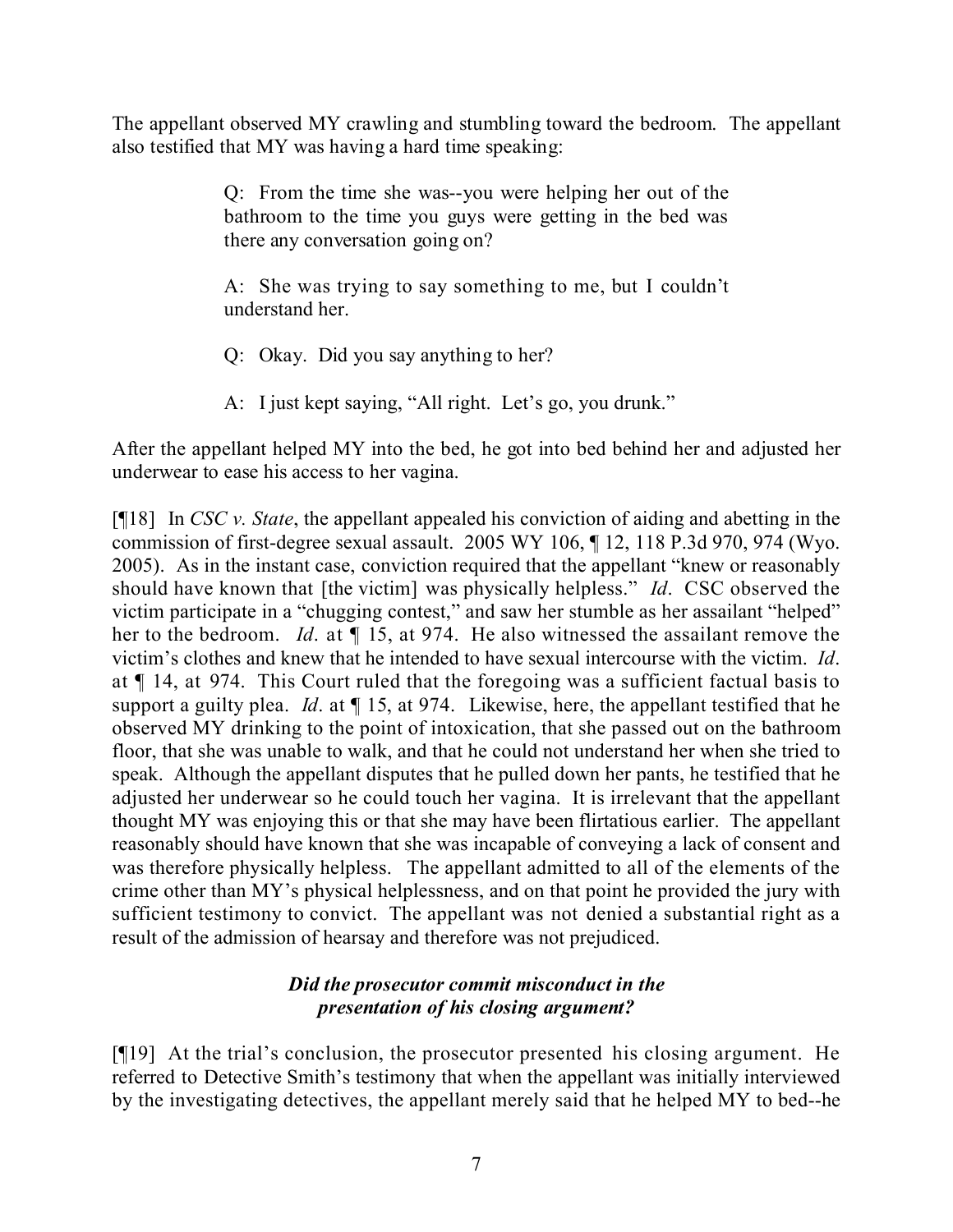The appellant observed MY crawling and stumbling toward the bedroom. The appellant also testified that MY was having a hard time speaking:

> Q: From the time she was--you were helping her out of the bathroom to the time you guys were getting in the bed was there any conversation going on?
>
> A: She was trying to say something to me, but I couldn't understand her.
>
> Q: Okay. Did you say anything to her?
>
> A: I just kept saying, "All right. Let's go, you drunk."

After the appellant helped MY into the bed, he got into bed behind her and adjusted her underwear to ease his access to her vagina.

[¶18] In *CSC v. State*, the appellant appealed his conviction of aiding and abetting in the commission of first-degree sexual assault. 2005 WY 106, ¶ 12, 118 P.3d 970, 974 (Wyo. 2005). As in the instant case, conviction required that the appellant "knew or reasonably should have known that [the victim] was physically helpless." *Id*. CSC observed the victim participate in a "chugging contest," and saw her stumble as her assailant "helped" her to the bedroom. *Id*. at ¶ 15, at 974. He also witnessed the assailant remove the victim's clothes and knew that he intended to have sexual intercourse with the victim. *Id*. at ¶ 14, at 974. This Court ruled that the foregoing was a sufficient factual basis to support a guilty plea. *Id*. at ¶ 15, at 974. Likewise, here, the appellant testified that he observed MY drinking to the point of intoxication, that she passed out on the bathroom floor, that she was unable to walk, and that he could not understand her when she tried to speak. Although the appellant disputes that he pulled down her pants, he testified that he adjusted her underwear so he could touch her vagina. It is irrelevant that the appellant thought MY was enjoying this or that she may have been flirtatious earlier. The appellant reasonably should have known that she was incapable of conveying a lack of consent and was therefore physically helpless. The appellant admitted to all of the elements of the crime other than MY's physical helplessness, and on that point he provided the jury with sufficient testimony to convict. The appellant was not denied a substantial right as a result of the admission of hearsay and therefore was not prejudiced.

### *Did the prosecutor commit misconduct in the presentation of his closing argument?*

[¶19] At the trial's conclusion, the prosecutor presented his closing argument. He referred to Detective Smith's testimony that when the appellant was initially interviewed by the investigating detectives, the appellant merely said that he helped MY to bed--he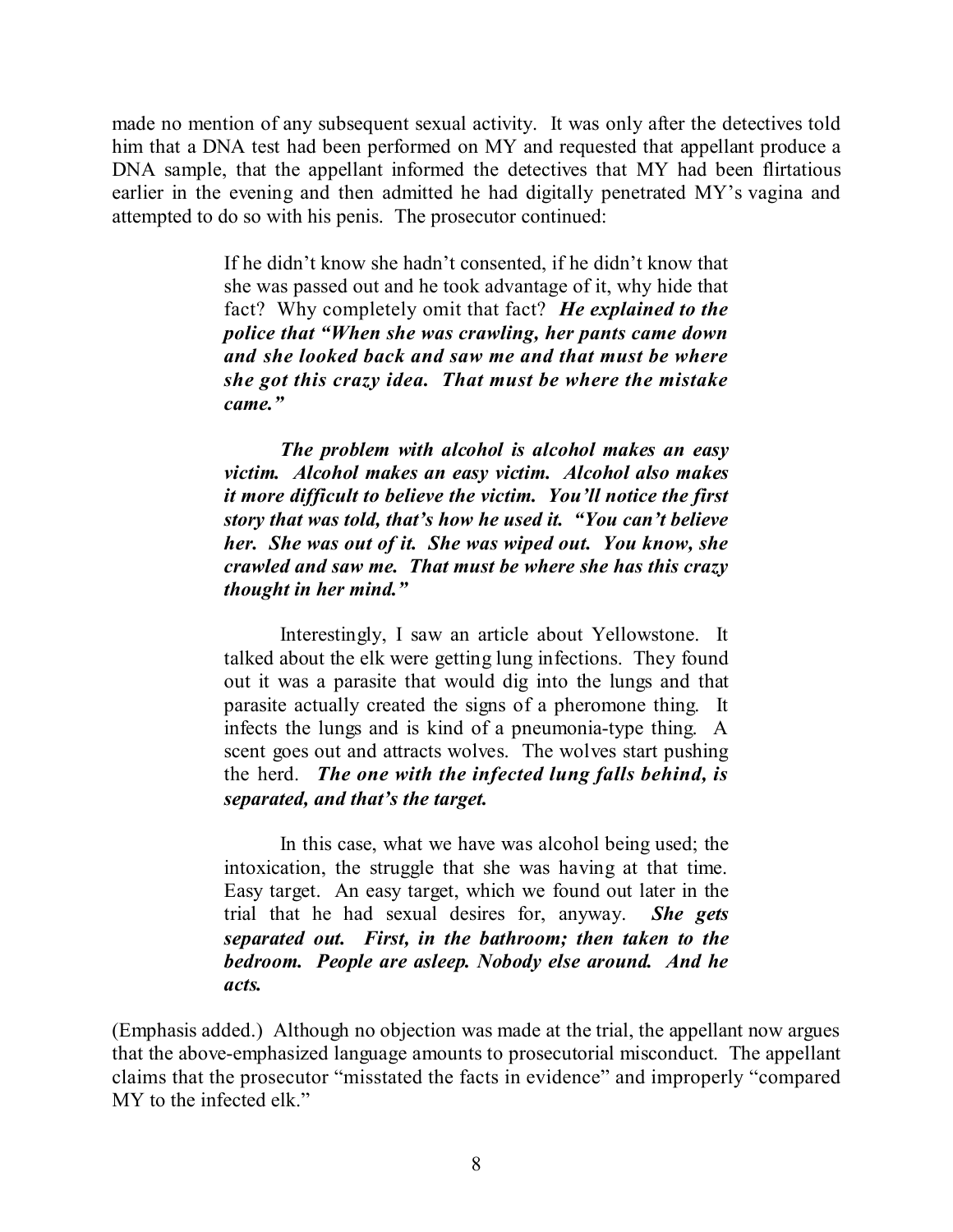made no mention of any subsequent sexual activity. It was only after the detectives told him that a DNA test had been performed on MY and requested that appellant produce a DNA sample, that the appellant informed the detectives that MY had been flirtatious earlier in the evening and then admitted he had digitally penetrated MY's vagina and attempted to do so with his penis. The prosecutor continued:

> If he didn't know she hadn't consented, if he didn't know that she was passed out and he took advantage of it, why hide that fact? Why completely omit that fact? ***He explained to the police that "When she was crawling, her pants came down and she looked back and saw me and that must be where she got this crazy idea. That must be where the mistake came."***
>
> ***The problem with alcohol is alcohol makes an easy victim. Alcohol makes an easy victim. Alcohol also makes it more difficult to believe the victim. You'll notice the first story that was told, that's how he used it. "You can't believe her. She was out of it. She was wiped out. You know, she crawled and saw me. That must be where she has this crazy thought in her mind."***
>
> Interestingly, I saw an article about Yellowstone. It talked about the elk were getting lung infections. They found out it was a parasite that would dig into the lungs and that parasite actually created the signs of a pheromone thing. It infects the lungs and is kind of a pneumonia-type thing. A scent goes out and attracts wolves. The wolves start pushing the herd. ***The one with the infected lung falls behind, is separated, and that's the target.***
>
> In this case, what we have was alcohol being used; the intoxication, the struggle that she was having at that time. Easy target. An easy target, which we found out later in the trial that he had sexual desires for, anyway. ***She gets separated out. First, in the bathroom; then taken to the bedroom. People are asleep. Nobody else around. And he acts.***

(Emphasis added.) Although no objection was made at the trial, the appellant now argues that the above-emphasized language amounts to prosecutorial misconduct. The appellant claims that the prosecutor "misstated the facts in evidence" and improperly "compared MY to the infected elk."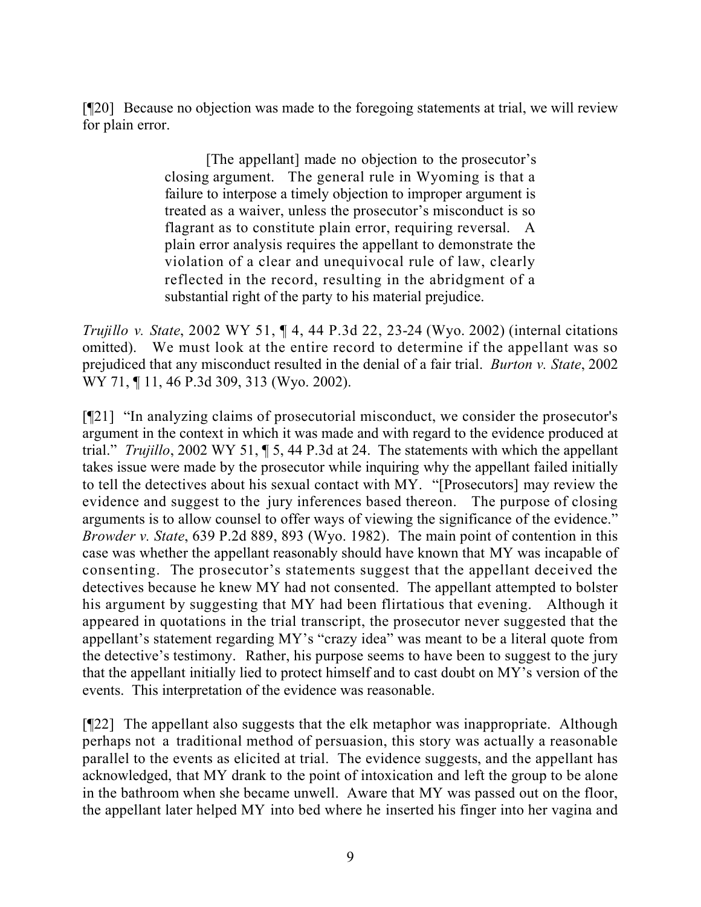[¶20] Because no objection was made to the foregoing statements at trial, we will review for plain error.

> [The appellant] made no objection to the prosecutor's closing argument. The general rule in Wyoming is that a failure to interpose a timely objection to improper argument is treated as a waiver, unless the prosecutor's misconduct is so flagrant as to constitute plain error, requiring reversal. A plain error analysis requires the appellant to demonstrate the violation of a clear and unequivocal rule of law, clearly reflected in the record, resulting in the abridgment of a substantial right of the party to his material prejudice.

*Trujillo v. State*, 2002 WY 51, ¶ 4, 44 P.3d 22, 23-24 (Wyo. 2002) (internal citations omitted). We must look at the entire record to determine if the appellant was so prejudiced that any misconduct resulted in the denial of a fair trial. *Burton v. State*, 2002 WY 71, ¶ 11, 46 P.3d 309, 313 (Wyo. 2002).

[¶21] "In analyzing claims of prosecutorial misconduct, we consider the prosecutor's argument in the context in which it was made and with regard to the evidence produced at trial." *Trujillo*, 2002 WY 51, ¶ 5, 44 P.3d at 24. The statements with which the appellant takes issue were made by the prosecutor while inquiring why the appellant failed initially to tell the detectives about his sexual contact with MY. "[Prosecutors] may review the evidence and suggest to the jury inferences based thereon. The purpose of closing arguments is to allow counsel to offer ways of viewing the significance of the evidence." *Browder v. State*, 639 P.2d 889, 893 (Wyo. 1982). The main point of contention in this case was whether the appellant reasonably should have known that MY was incapable of consenting. The prosecutor's statements suggest that the appellant deceived the detectives because he knew MY had not consented. The appellant attempted to bolster his argument by suggesting that MY had been flirtatious that evening. Although it appeared in quotations in the trial transcript, the prosecutor never suggested that the appellant's statement regarding MY's "crazy idea" was meant to be a literal quote from the detective's testimony. Rather, his purpose seems to have been to suggest to the jury that the appellant initially lied to protect himself and to cast doubt on MY's version of the events. This interpretation of the evidence was reasonable.

[¶22] The appellant also suggests that the elk metaphor was inappropriate. Although perhaps not a traditional method of persuasion, this story was actually a reasonable parallel to the events as elicited at trial. The evidence suggests, and the appellant has acknowledged, that MY drank to the point of intoxication and left the group to be alone in the bathroom when she became unwell. Aware that MY was passed out on the floor, the appellant later helped MY into bed where he inserted his finger into her vagina and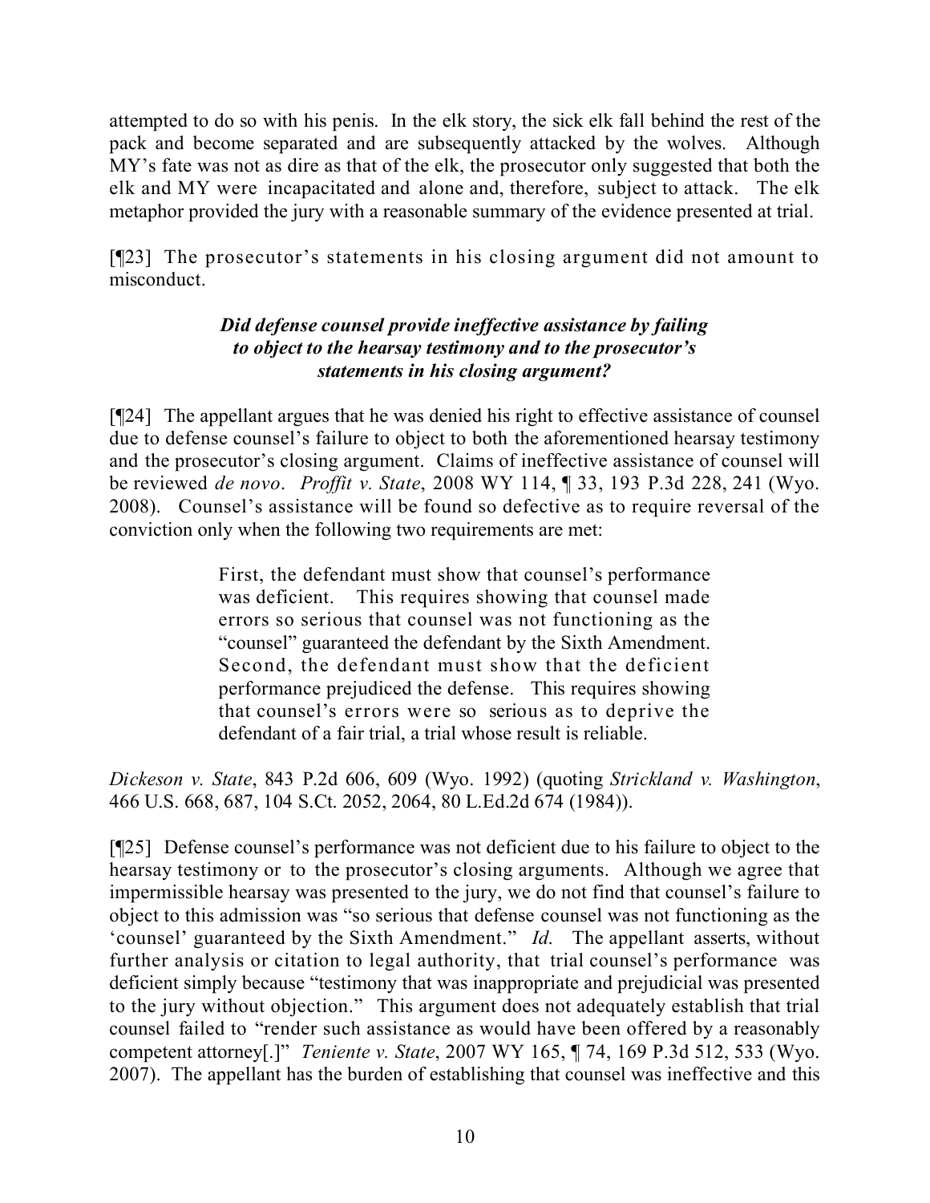attempted to do so with his penis. In the elk story, the sick elk fall behind the rest of the pack and become separated and are subsequently attacked by the wolves. Although MY's fate was not as dire as that of the elk, the prosecutor only suggested that both the elk and MY were incapacitated and alone and, therefore, subject to attack. The elk metaphor provided the jury with a reasonable summary of the evidence presented at trial.

[¶23] The prosecutor's statements in his closing argument did not amount to misconduct.

### *Did defense counsel provide ineffective assistance by failing to object to the hearsay testimony and to the prosecutor's statements in his closing argument?*

[¶24] The appellant argues that he was denied his right to effective assistance of counsel due to defense counsel's failure to object to both the aforementioned hearsay testimony and the prosecutor's closing argument. Claims of ineffective assistance of counsel will be reviewed *de novo*. *Proffit v. State*, 2008 WY 114, ¶ 33, 193 P.3d 228, 241 (Wyo. 2008). Counsel's assistance will be found so defective as to require reversal of the conviction only when the following two requirements are met:

> First, the defendant must show that counsel's performance was deficient. This requires showing that counsel made errors so serious that counsel was not functioning as the "counsel" guaranteed the defendant by the Sixth Amendment. Second, the defendant must show that the deficient performance prejudiced the defense. This requires showing that counsel's errors were so serious as to deprive the defendant of a fair trial, a trial whose result is reliable.

*Dickeson v. State*, 843 P.2d 606, 609 (Wyo. 1992) (quoting *Strickland v. Washington*, 466 U.S. 668, 687, 104 S.Ct. 2052, 2064, 80 L.Ed.2d 674 (1984)).

[¶25] Defense counsel's performance was not deficient due to his failure to object to the hearsay testimony or to the prosecutor's closing arguments. Although we agree that impermissible hearsay was presented to the jury, we do not find that counsel's failure to object to this admission was "so serious that defense counsel was not functioning as the 'counsel' guaranteed by the Sixth Amendment." *Id.* The appellant asserts, without further analysis or citation to legal authority, that trial counsel's performance was deficient simply because "testimony that was inappropriate and prejudicial was presented to the jury without objection." This argument does not adequately establish that trial counsel failed to "render such assistance as would have been offered by a reasonably competent attorney[.]" *Teniente v. State*, 2007 WY 165, ¶ 74, 169 P.3d 512, 533 (Wyo. 2007). The appellant has the burden of establishing that counsel was ineffective and this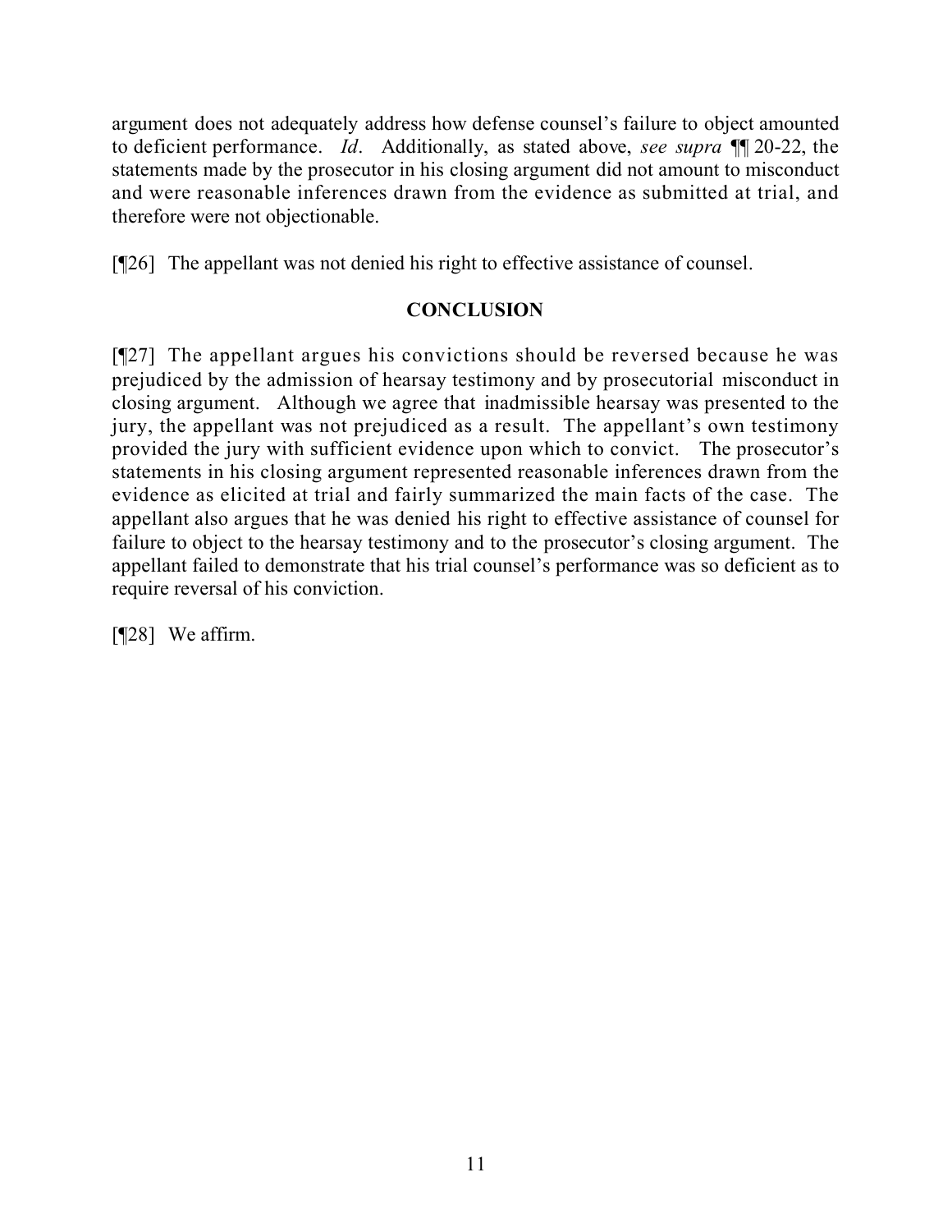argument does not adequately address how defense counsel's failure to object amounted to deficient performance. *Id*. Additionally, as stated above, *see supra* ¶¶ 20-22, the statements made by the prosecutor in his closing argument did not amount to misconduct and were reasonable inferences drawn from the evidence as submitted at trial, and therefore were not objectionable.

[¶26] The appellant was not denied his right to effective assistance of counsel.

## CONCLUSION

[¶27] The appellant argues his convictions should be reversed because he was prejudiced by the admission of hearsay testimony and by prosecutorial misconduct in closing argument. Although we agree that inadmissible hearsay was presented to the jury, the appellant was not prejudiced as a result. The appellant's own testimony provided the jury with sufficient evidence upon which to convict. The prosecutor's statements in his closing argument represented reasonable inferences drawn from the evidence as elicited at trial and fairly summarized the main facts of the case. The appellant also argues that he was denied his right to effective assistance of counsel for failure to object to the hearsay testimony and to the prosecutor's closing argument. The appellant failed to demonstrate that his trial counsel's performance was so deficient as to require reversal of his conviction.

[¶28] We affirm.